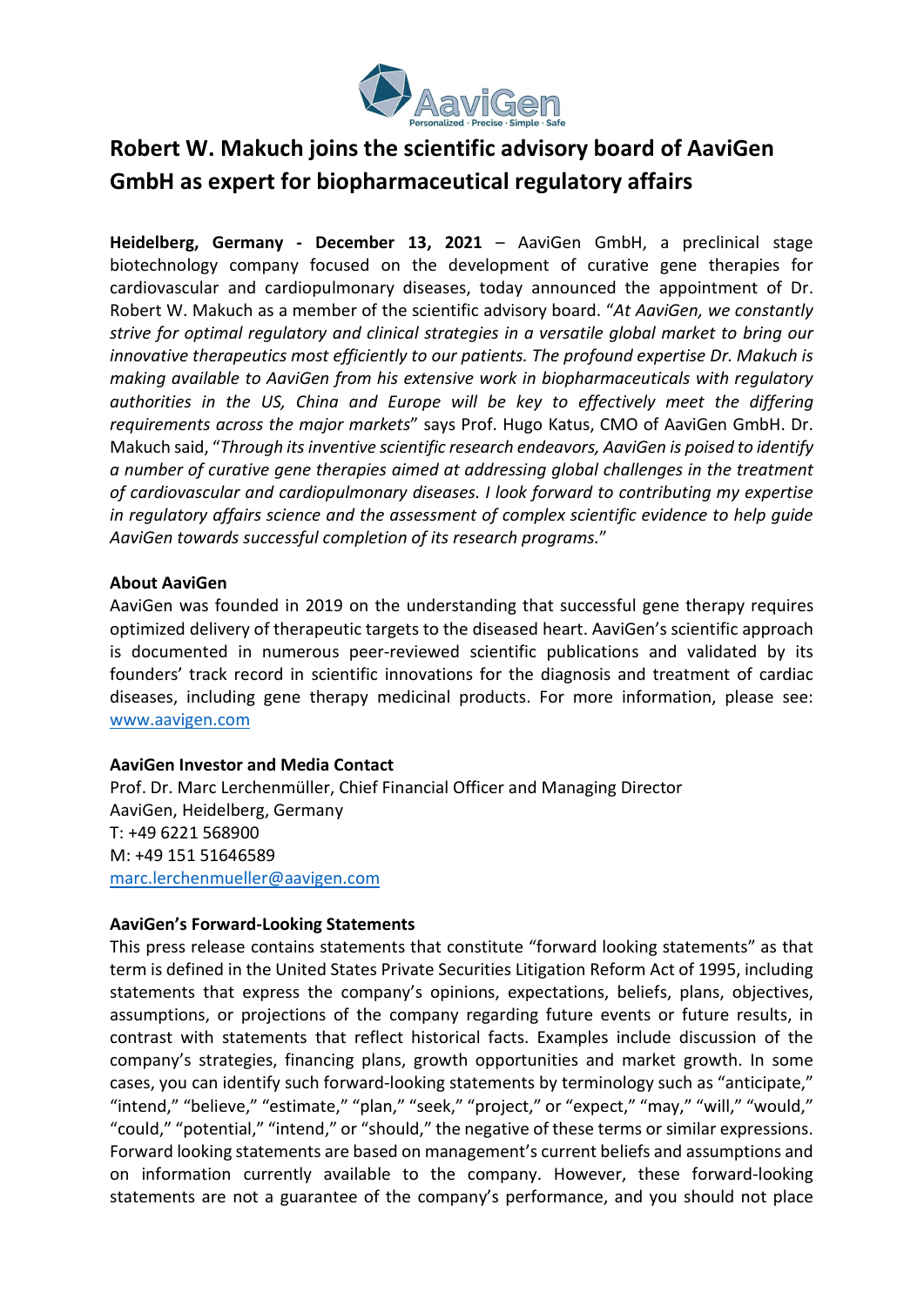# Robert W. Makuch joins the scientific advisory board of AaviGen GmbH as expert for biopharmaceutical regulatory affairs

**Heidelberg, Germany - December 13, 2021** – AaviGen GmbH, a preclinical stage biotechnology company focused on the development of curative gene therapies for cardiovascular and cardiopulmonary diseases, today announced the appointment of Dr. Robert W. Makuch as a member of the scientific advisory board. "*At AaviGen, we constantly strive for optimal regulatory and clinical strategies in a versatile global market to bring our innovative therapeutics most efficiently to our patients. The profound expertise Dr. Makuch is making available to AaviGen from his extensive work in biopharmaceuticals with regulatory authorities in the US, China and Europe will be key to effectively meet the differing requirements across the major markets*" says Prof. Hugo Katus, CMO of AaviGen GmbH. Dr. Makuch said, "*Through its inventive scientific research endeavors, AaviGen is poised to identify a number of curative gene therapies aimed at addressing global challenges in the treatment of cardiovascular and cardiopulmonary diseases. I look forward to contributing my expertise in regulatory affairs science and the assessment of complex scientific evidence to help guide AaviGen towards successful completion of its research programs.*"

**About AaviGen**

AaviGen was founded in 2019 on the understanding that successful gene therapy requires optimized delivery of therapeutic targets to the diseased heart. AaviGen's scientific approach is documented in numerous peer-reviewed scientific publications and validated by its founders' track record in scientific innovations for the diagnosis and treatment of cardiac diseases, including gene therapy medicinal products. For more information, please see: [www.aavigen.com](http://www.aavigen.com)

**AaviGen Investor and Media Contact**

Prof. Dr. Marc Lerchenmüller, Chief Financial Officer and Managing Director
AaviGen, Heidelberg, Germany
T: +49 6221 568900
M: +49 151 51646589
[marc.lerchenmueller@aavigen.com](mailto:marc.lerchenmueller@aavigen.com)

**AaviGen's Forward-Looking Statements**

This press release contains statements that constitute "forward looking statements" as that term is defined in the United States Private Securities Litigation Reform Act of 1995, including statements that express the company's opinions, expectations, beliefs, plans, objectives, assumptions, or projections of the company regarding future events or future results, in contrast with statements that reflect historical facts. Examples include discussion of the company's strategies, financing plans, growth opportunities and market growth. In some cases, you can identify such forward-looking statements by terminology such as "anticipate," "intend," "believe," "estimate," "plan," "seek," "project," or "expect," "may," "will," "would," "could," "potential," "intend," or "should," the negative of these terms or similar expressions. Forward looking statements are based on management's current beliefs and assumptions and on information currently available to the company. However, these forward-looking statements are not a guarantee of the company's performance, and you should not place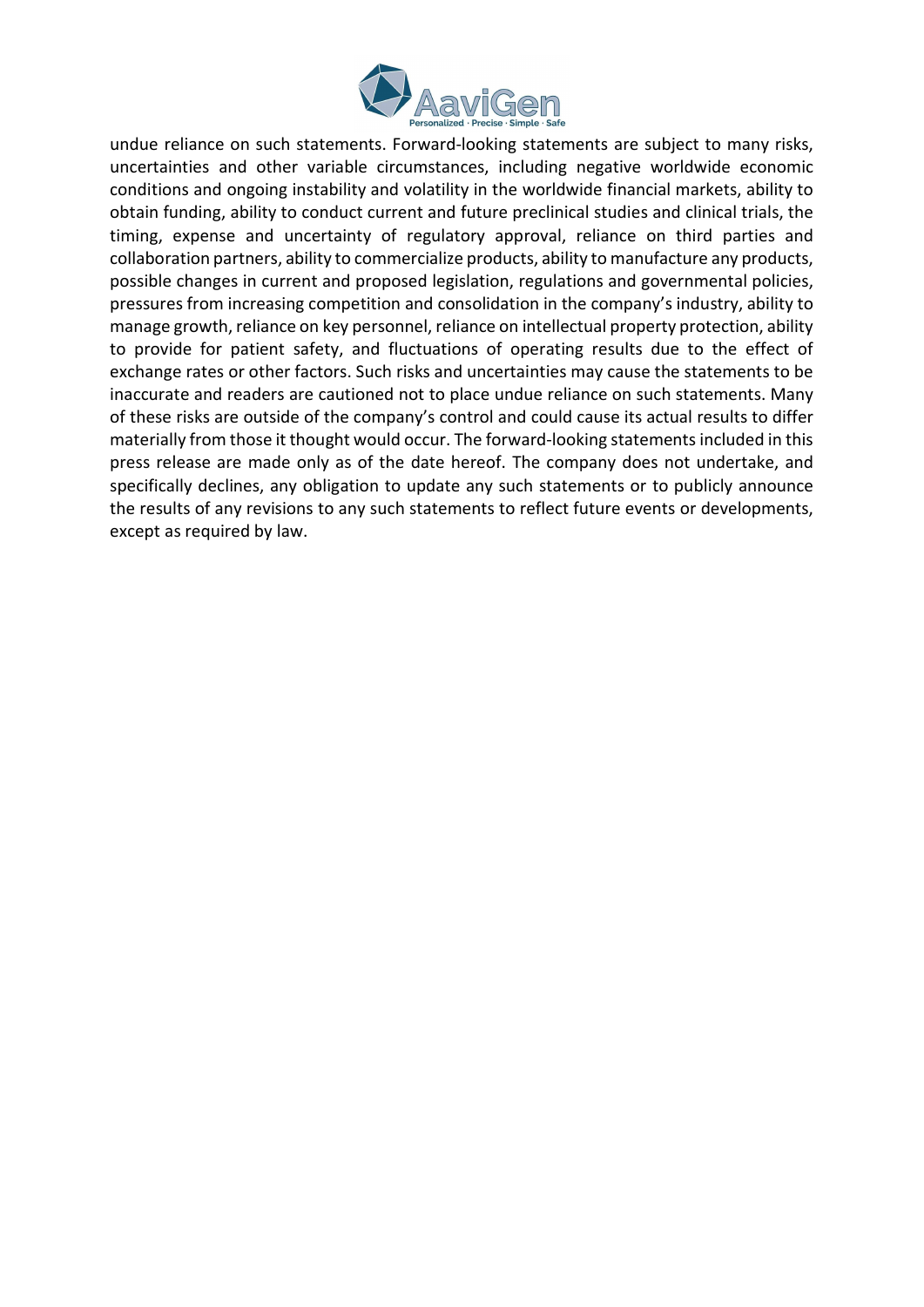undue reliance on such statements. Forward-looking statements are subject to many risks, uncertainties and other variable circumstances, including negative worldwide economic conditions and ongoing instability and volatility in the worldwide financial markets, ability to obtain funding, ability to conduct current and future preclinical studies and clinical trials, the timing, expense and uncertainty of regulatory approval, reliance on third parties and collaboration partners, ability to commercialize products, ability to manufacture any products, possible changes in current and proposed legislation, regulations and governmental policies, pressures from increasing competition and consolidation in the company's industry, ability to manage growth, reliance on key personnel, reliance on intellectual property protection, ability to provide for patient safety, and fluctuations of operating results due to the effect of exchange rates or other factors. Such risks and uncertainties may cause the statements to be inaccurate and readers are cautioned not to place undue reliance on such statements. Many of these risks are outside of the company's control and could cause its actual results to differ materially from those it thought would occur. The forward-looking statements included in this press release are made only as of the date hereof. The company does not undertake, and specifically declines, any obligation to update any such statements or to publicly announce the results of any revisions to any such statements to reflect future events or developments, except as required by law.